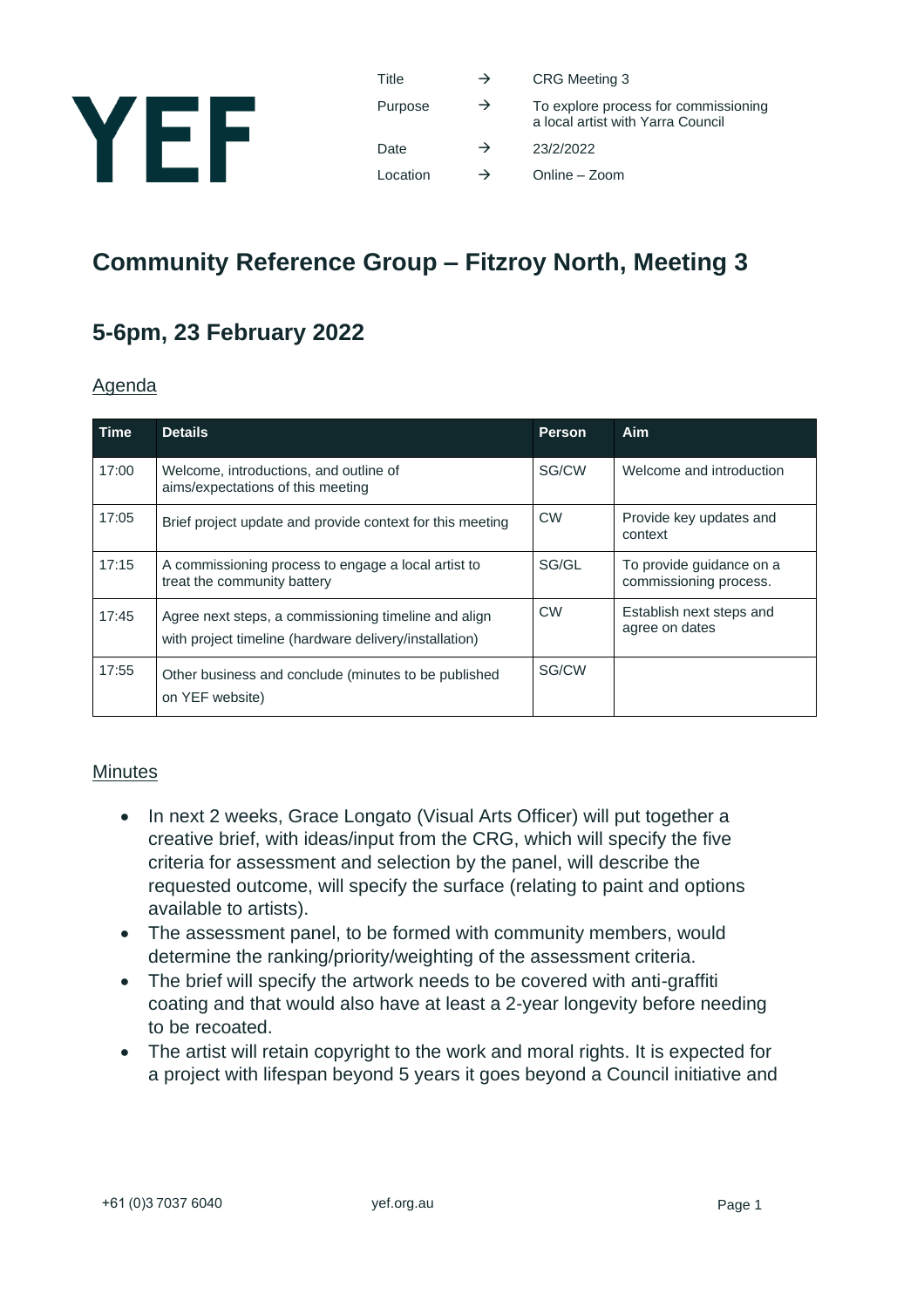YEF

| Title | → | CRG Meeting 3 |
|---|---|---|
| Purpose | → | To explore process for commissioning a local artist with Yarra Council |
| Date | → | 23/2/2022 |
| Location | → | Online – Zoom |

# Community Reference Group – Fitzroy North, Meeting 3

## 5-6pm, 23 February 2022

Agenda

| Time | Details | Person | Aim |
|---|---|---|---|
| 17:00 | Welcome, introductions, and outline of aims/expectations of this meeting | SG/CW | Welcome and introduction |
| 17:05 | Brief project update and provide context for this meeting | CW | Provide key updates and context |
| 17:15 | A commissioning process to engage a local artist to treat the community battery | SG/GL | To provide guidance on a commissioning process. |
| 17:45 | Agree next steps, a commissioning timeline and align with project timeline (hardware delivery/installation) | CW | Establish next steps and agree on dates |
| 17:55 | Other business and conclude (minutes to be published on YEF website) | SG/CW | |

Minutes

- In next 2 weeks, Grace Longato (Visual Arts Officer) will put together a creative brief, with ideas/input from the CRG, which will specify the five criteria for assessment and selection by the panel, will describe the requested outcome, will specify the surface (relating to paint and options available to artists).
- The assessment panel, to be formed with community members, would determine the ranking/priority/weighting of the assessment criteria.
- The brief will specify the artwork needs to be covered with anti-graffiti coating and that would also have at least a 2-year longevity before needing to be recoated.
- The artist will retain copyright to the work and moral rights. It is expected for a project with lifespan beyond 5 years it goes beyond a Council initiative and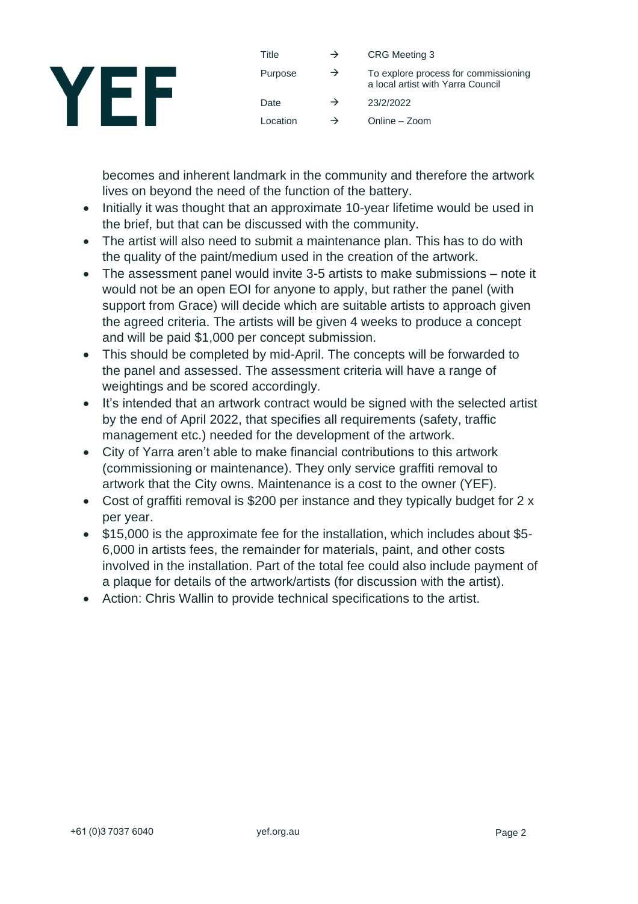becomes and inherent landmark in the community and therefore the artwork lives on beyond the need of the function of the battery.

- Initially it was thought that an approximate 10-year lifetime would be used in the brief, but that can be discussed with the community.
- The artist will also need to submit a maintenance plan. This has to do with the quality of the paint/medium used in the creation of the artwork.
- The assessment panel would invite 3-5 artists to make submissions – note it would not be an open EOI for anyone to apply, but rather the panel (with support from Grace) will decide which are suitable artists to approach given the agreed criteria. The artists will be given 4 weeks to produce a concept and will be paid $1,000 per concept submission.
- This should be completed by mid-April. The concepts will be forwarded to the panel and assessed. The assessment criteria will have a range of weightings and be scored accordingly.
- It's intended that an artwork contract would be signed with the selected artist by the end of April 2022, that specifies all requirements (safety, traffic management etc.) needed for the development of the artwork.
- City of Yarra aren't able to make financial contributions to this artwork (commissioning or maintenance). They only service graffiti removal to artwork that the City owns. Maintenance is a cost to the owner (YEF).
- Cost of graffiti removal is $200 per instance and they typically budget for 2 x per year.
- $15,000 is the approximate fee for the installation, which includes about $5-6,000 in artists fees, the remainder for materials, paint, and other costs involved in the installation. Part of the total fee could also include payment of a plaque for details of the artwork/artists (for discussion with the artist).
- Action: Chris Wallin to provide technical specifications to the artist.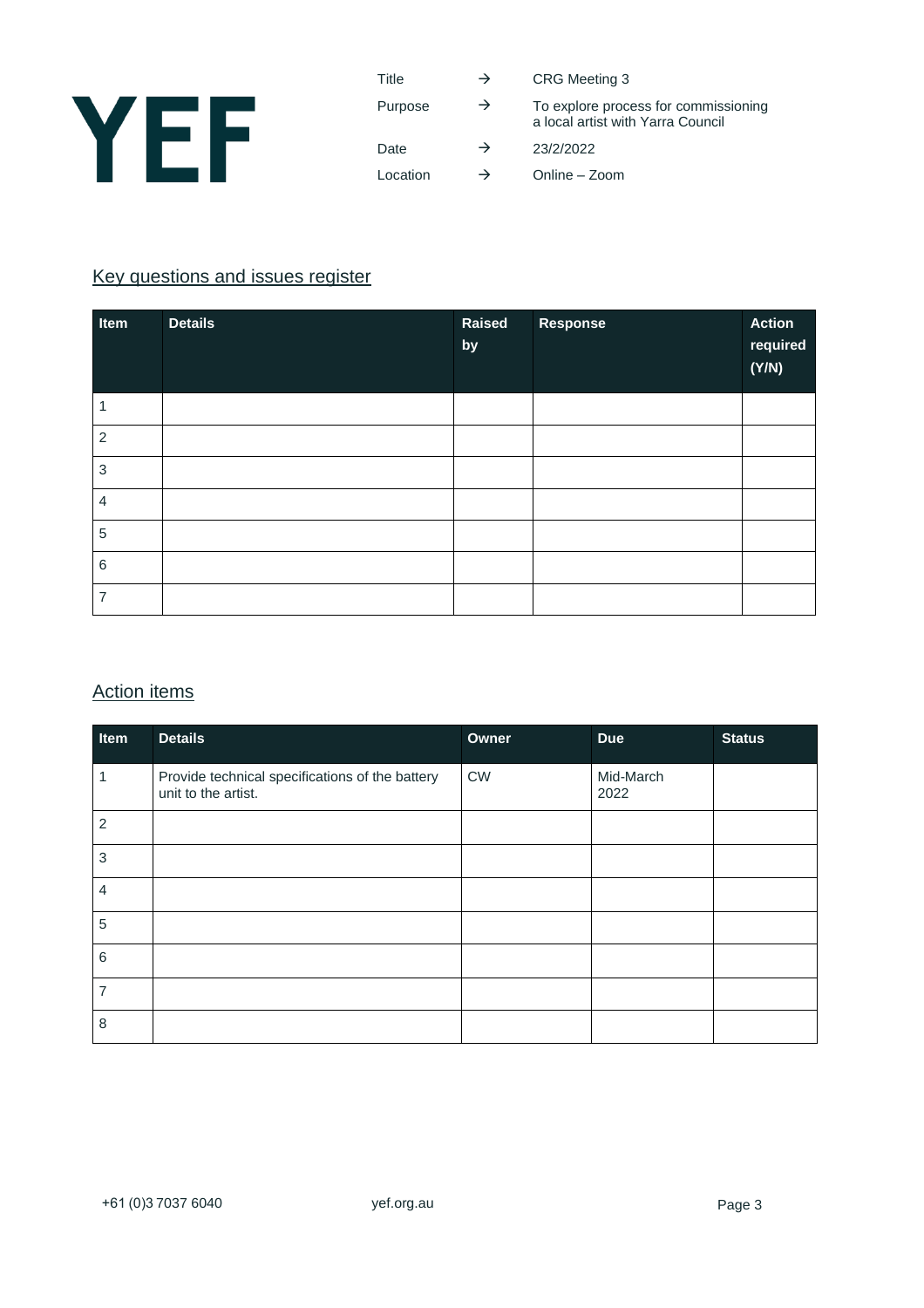| Title | → | CRG Meeting 3 |
|---|---|---|
| Purpose | → | To explore process for commissioning a local artist with Yarra Council |
| Date | → | 23/2/2022 |
| Location | → | Online – Zoom |

## Key questions and issues register

| Item | Details | Raised by | Response | Action required (Y/N) |
|---|---|---|---|---|
| 1 | | | | |
| 2 | | | | |
| 3 | | | | |
| 4 | | | | |
| 5 | | | | |
| 6 | | | | |
| 7 | | | | |

## Action items

| Item | Details | Owner | Due | Status |
|---|---|---|---|---|
| 1 | Provide technical specifications of the battery unit to the artist. | CW | Mid-March 2022 | |
| 2 | | | | |
| 3 | | | | |
| 4 | | | | |
| 5 | | | | |
| 6 | | | | |
| 7 | | | | |
| 8 | | | | |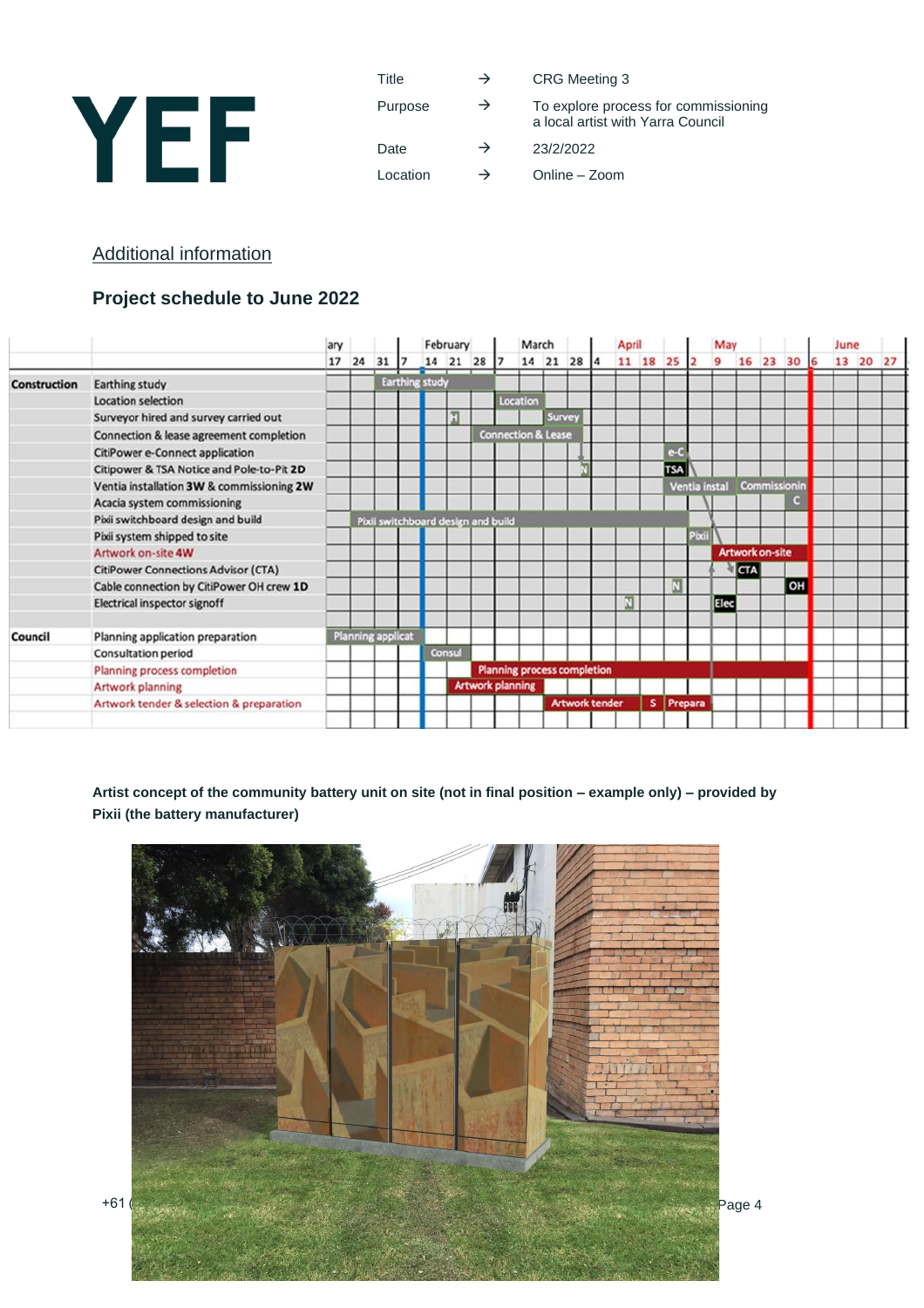| Title | → | CRG Meeting 3 |
|---|---|---|
| Purpose | → | To explore process for commissioning a local artist with Yarra Council |
| Date | → | 23/2/2022 |
| Location | → | Online – Zoom |

## Additional information

### Project schedule to June 2022

| | | Schedule |
|---|---|---|
| **Construction** | Earthing study | Earthing study |
| | Location selection | Location |
| | Surveyor hired and survey carried out | H, Survey |
| | Connection & lease agreement completion | Connection & Lease |
| | CitiPower e-Connect application | e-C |
| | Citipower & TSA Notice and Pole-to-Pit **2D** | N, TSA |
| | Ventia installation **3W** & commissioning **2W** | Ventia instal, Commissionin |
| | Acacia system commissioning | C |
| | Pixii switchboard design and build | Pixii switchboard design and build |
| | Pixii system shipped to site | Pixii |
| | Artwork on-site **4W** | Artwork on-site |
| | CitiPower Connections Advisor (CTA) | CTA |
| | Cable connection by CitiPower OH crew **1D** | N, OH |
| | Electrical inspector signoff | N, Elec |
| **Council** | Planning application preparation | Planning applicat |
| | Consultation period | Consul |
| | Planning process completion | Planning process completion |
| | Artwork planning | Artwork planning |
| | Artwork tender & selection & preparation | Artwork tender, S, Prepara |

**Artist concept of the community battery unit on site (not in final position – example only) – provided by Pixii (the battery manufacturer)**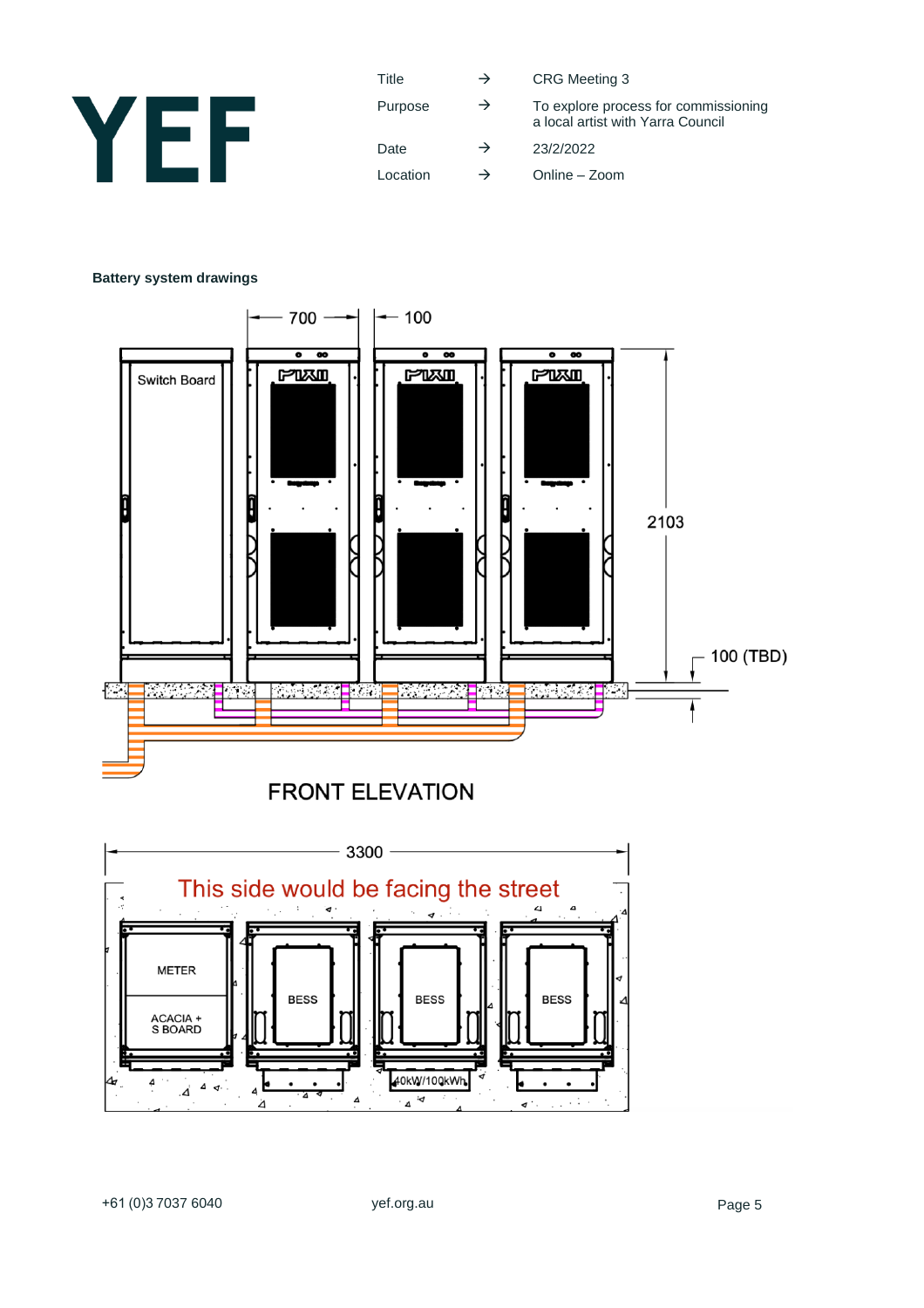| | | |
|---|---|---|
| Title | → | CRG Meeting 3 |
| Purpose | → | To explore process for commissioning a local artist with Yarra Council |
| Date | → | 23/2/2022 |
| Location | → | Online – Zoom |

**Battery system drawings**

700

100

Switch Board

2103

100 (TBD)

FRONT ELEVATION

3300

This side would be facing the street

METER

ACACIA + S BOARD

BESS

BESS

BESS

40kW/100kWh

+61 (0)3 7037 6040

yef.org.au